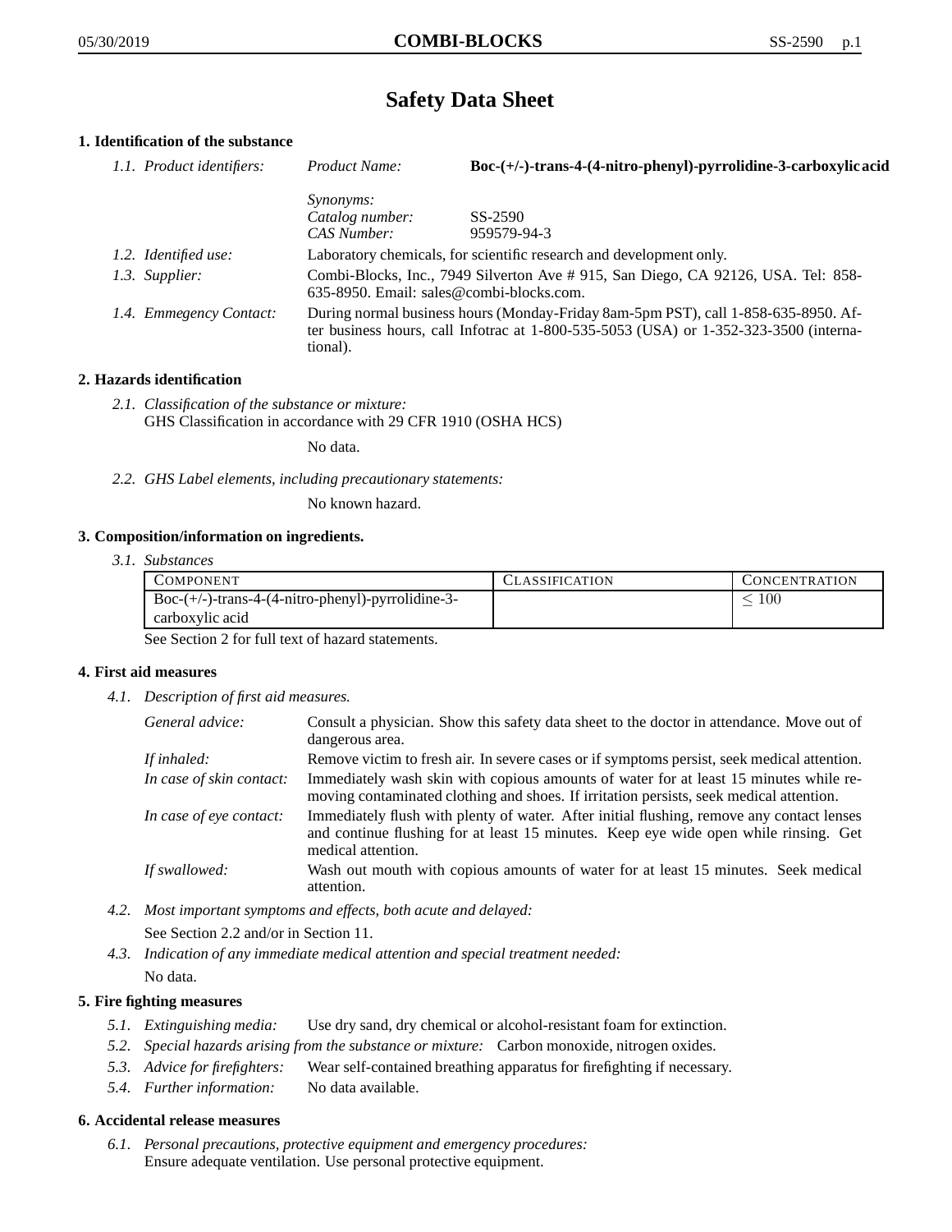# Safety Data Sheet

## 1. Identification of the substance

*1.1. Product identifiers:*

*Product Name:* **Boc-(+/-)-trans-4-(4-nitro-phenyl)-pyrrolidine-3-carboxylic acid**

*Synonyms:*
*Catalog number:* SS-2590
*CAS Number:* 959579-94-3

*1.2. Identified use:* Laboratory chemicals, for scientific research and development only.

*1.3. Supplier:* Combi-Blocks, Inc., 7949 Silverton Ave # 915, San Diego, CA 92126, USA. Tel: 858-635-8950. Email: sales@combi-blocks.com.

*1.4. Emmegency Contact:* During normal business hours (Monday-Friday 8am-5pm PST), call 1-858-635-8950. After business hours, call Infotrac at 1-800-535-5053 (USA) or 1-352-323-3500 (international).

## 2. Hazards identification

*2.1. Classification of the substance or mixture:*
GHS Classification in accordance with 29 CFR 1910 (OSHA HCS)

No data.

*2.2. GHS Label elements, including precautionary statements:*

No known hazard.

## 3. Composition/information on ingredients.

*3.1. Substances*

| Component | Classification | Concentration |
|---|---|---|
| Boc-(+/-)-trans-4-(4-nitro-phenyl)-pyrrolidine-3-carboxylic acid | | $\leq 100$ |

See Section 2 for full text of hazard statements.

## 4. First aid measures

*4.1. Description of first aid measures.*

*General advice:* Consult a physician. Show this safety data sheet to the doctor in attendance. Move out of dangerous area.

*If inhaled:* Remove victim to fresh air. In severe cases or if symptoms persist, seek medical attention.

*In case of skin contact:* Immediately wash skin with copious amounts of water for at least 15 minutes while removing contaminated clothing and shoes. If irritation persists, seek medical attention.

*In case of eye contact:* Immediately flush with plenty of water. After initial flushing, remove any contact lenses and continue flushing for at least 15 minutes. Keep eye wide open while rinsing. Get medical attention.

*If swallowed:* Wash out mouth with copious amounts of water for at least 15 minutes. Seek medical attention.

*4.2. Most important symptoms and effects, both acute and delayed:*

See Section 2.2 and/or in Section 11.

*4.3. Indication of any immediate medical attention and special treatment needed:*

No data.

## 5. Fire fighting measures

*5.1. Extinguishing media:* Use dry sand, dry chemical or alcohol-resistant foam for extinction.

*5.2. Special hazards arising from the substance or mixture:* Carbon monoxide, nitrogen oxides.

*5.3. Advice for firefighters:* Wear self-contained breathing apparatus for firefighting if necessary.

*5.4. Further information:* No data available.

## 6. Accidental release measures

*6.1. Personal precautions, protective equipment and emergency procedures:*
Ensure adequate ventilation. Use personal protective equipment.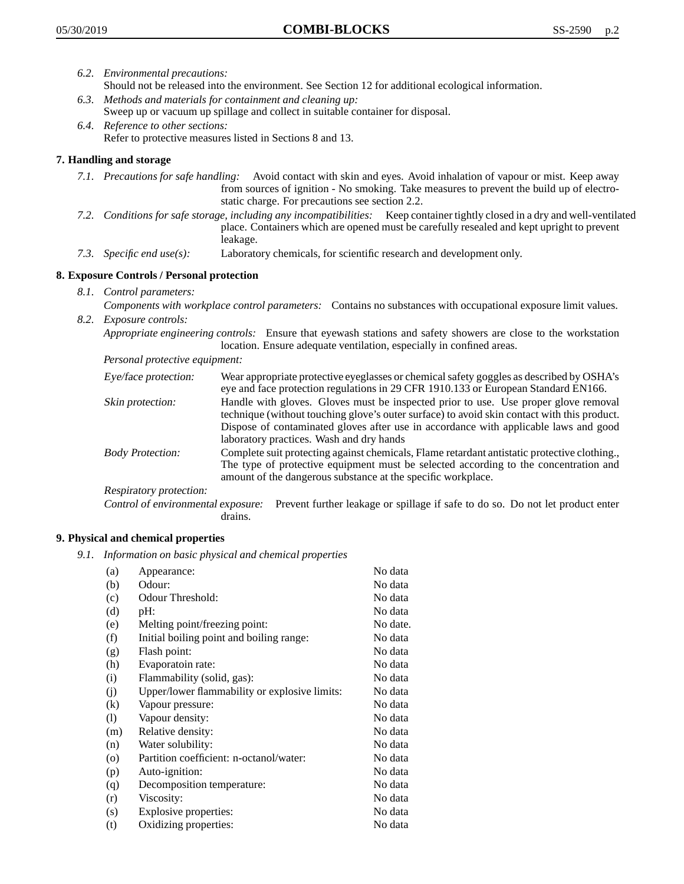6.2. *Environmental precautions:*
Should not be released into the environment. See Section 12 for additional ecological information.

6.3. *Methods and materials for containment and cleaning up:*
Sweep up or vacuum up spillage and collect in suitable container for disposal.

6.4. *Reference to other sections:*
Refer to protective measures listed in Sections 8 and 13.

## 7. Handling and storage

7.1. *Precautions for safe handling:* Avoid contact with skin and eyes. Avoid inhalation of vapour or mist. Keep away from sources of ignition - No smoking. Take measures to prevent the build up of electrostatic charge. For precautions see section 2.2.

7.2. *Conditions for safe storage, including any incompatibilities:* Keep container tightly closed in a dry and well-ventilated place. Containers which are opened must be carefully resealed and kept upright to prevent leakage.

7.3. *Specific end use(s):* Laboratory chemicals, for scientific research and development only.

## 8. Exposure Controls / Personal protection

8.1. *Control parameters:*
*Components with workplace control parameters:* Contains no substances with occupational exposure limit values.

8.2. *Exposure controls:*
*Appropriate engineering controls:* Ensure that eyewash stations and safety showers are close to the workstation location. Ensure adequate ventilation, especially in confined areas.

*Personal protective equipment:*

*Eye/face protection:* Wear appropriate protective eyeglasses or chemical safety goggles as described by OSHA's eye and face protection regulations in 29 CFR 1910.133 or European Standard EN166.

*Skin protection:* Handle with gloves. Gloves must be inspected prior to use. Use proper glove removal technique (without touching glove's outer surface) to avoid skin contact with this product. Dispose of contaminated gloves after use in accordance with applicable laws and good laboratory practices. Wash and dry hands

*Body Protection:* Complete suit protecting against chemicals, Flame retardant antistatic protective clothing., The type of protective equipment must be selected according to the concentration and amount of the dangerous substance at the specific workplace.

*Respiratory protection:*

*Control of environmental exposure:* Prevent further leakage or spillage if safe to do so. Do not let product enter drains.

## 9. Physical and chemical properties

9.1. *Information on basic physical and chemical properties*

| | | |
|---|---|---|
| (a) | Appearance: | No data |
| (b) | Odour: | No data |
| (c) | Odour Threshold: | No data |
| (d) | pH: | No data |
| (e) | Melting point/freezing point: | No date. |
| (f) | Initial boiling point and boiling range: | No data |
| (g) | Flash point: | No data |
| (h) | Evaporatoin rate: | No data |
| (i) | Flammability (solid, gas): | No data |
| (j) | Upper/lower flammability or explosive limits: | No data |
| (k) | Vapour pressure: | No data |
| (l) | Vapour density: | No data |
| (m) | Relative density: | No data |
| (n) | Water solubility: | No data |
| (o) | Partition coefficient: n-octanol/water: | No data |
| (p) | Auto-ignition: | No data |
| (q) | Decomposition temperature: | No data |
| (r) | Viscosity: | No data |
| (s) | Explosive properties: | No data |
| (t) | Oxidizing properties: | No data |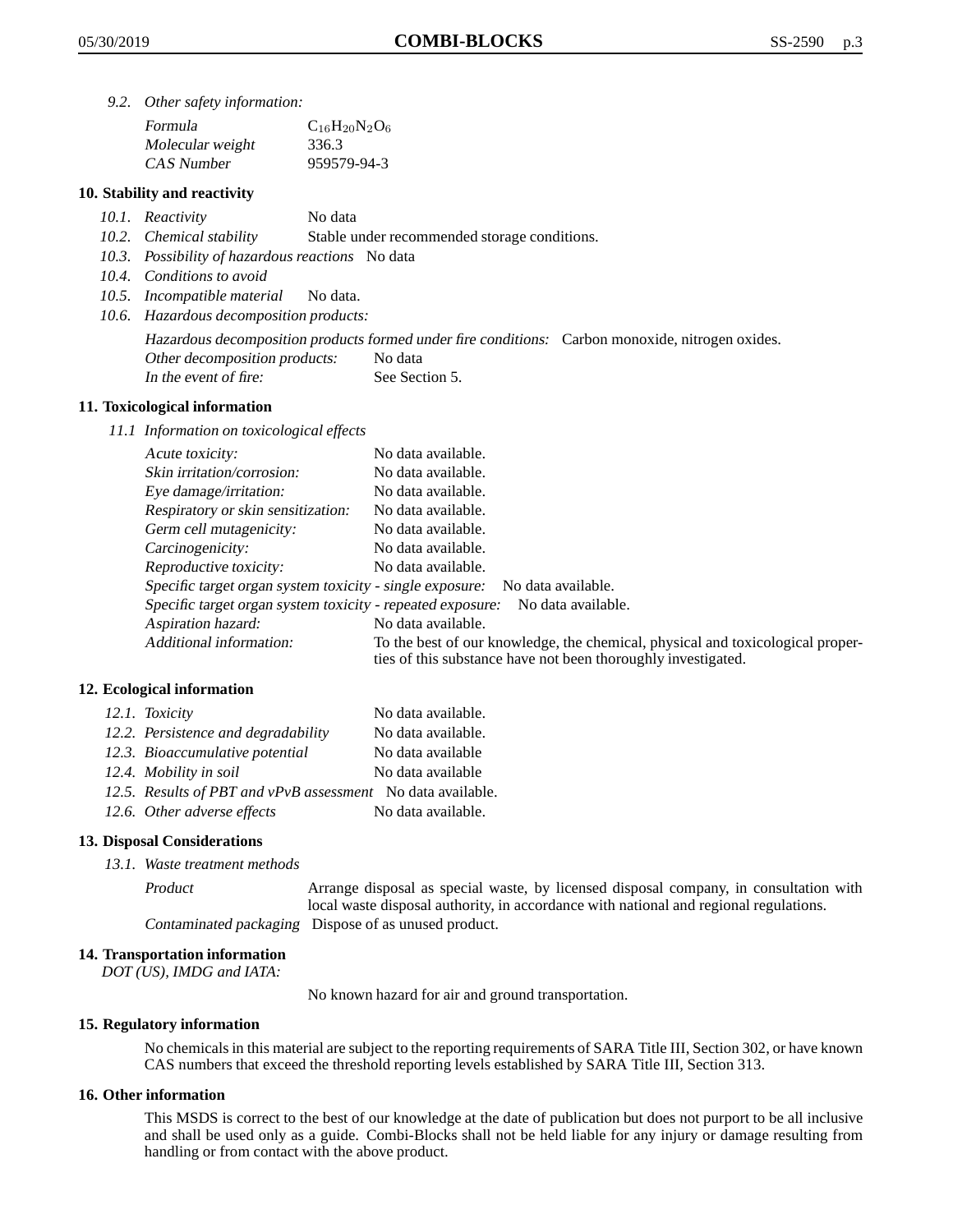*9.2. Other safety information:*

| | |
|---|---|
| *Formula* | $C_{16}H_{20}N_2O_6$ |
| *Molecular weight* | 336.3 |
| *CAS Number* | 959579-94-3 |

## 10. Stability and reactivity

*10.1. Reactivity* No data

*10.2. Chemical stability* Stable under recommended storage conditions.

*10.3. Possibility of hazardous reactions* No data

*10.4. Conditions to avoid*

*10.5. Incompatible material* No data.

*10.6. Hazardous decomposition products:*

*Hazardous decomposition products formed under fire conditions:* Carbon monoxide, nitrogen oxides.

*Other decomposition products:* No data

*In the event of fire:* See Section 5.

## 11. Toxicological information

*11.1 Information on toxicological effects*

| | |
|---|---|
| *Acute toxicity:* | No data available. |
| *Skin irritation/corrosion:* | No data available. |
| *Eye damage/irritation:* | No data available. |
| *Respiratory or skin sensitization:* | No data available. |
| *Germ cell mutagenicity:* | No data available. |
| *Carcinogenicity:* | No data available. |
| *Reproductive toxicity:* | No data available. |
| *Specific target organ system toxicity - single exposure:* | No data available. |
| *Specific target organ system toxicity - repeated exposure:* | No data available. |
| *Aspiration hazard:* | No data available. |
| *Additional information:* | To the best of our knowledge, the chemical, physical and toxicological properties of this substance have not been thoroughly investigated. |

## 12. Ecological information

| | |
|---|---|
| *12.1. Toxicity* | No data available. |
| *12.2. Persistence and degradability* | No data available. |
| *12.3. Bioaccumulative potential* | No data available |
| *12.4. Mobility in soil* | No data available |
| *12.5. Results of PBT and vPvB assessment* | No data available. |
| *12.6. Other adverse effects* | No data available. |

## 13. Disposal Considerations

*13.1. Waste treatment methods*

*Product* Arrange disposal as special waste, by licensed disposal company, in consultation with local waste disposal authority, in accordance with national and regional regulations.

*Contaminated packaging* Dispose of as unused product.

## 14. Transportation information

*DOT (US), IMDG and IATA:*

No known hazard for air and ground transportation.

## 15. Regulatory information

No chemicals in this material are subject to the reporting requirements of SARA Title III, Section 302, or have known CAS numbers that exceed the threshold reporting levels established by SARA Title III, Section 313.

## 16. Other information

This MSDS is correct to the best of our knowledge at the date of publication but does not purport to be all inclusive and shall be used only as a guide. Combi-Blocks shall not be held liable for any injury or damage resulting from handling or from contact with the above product.